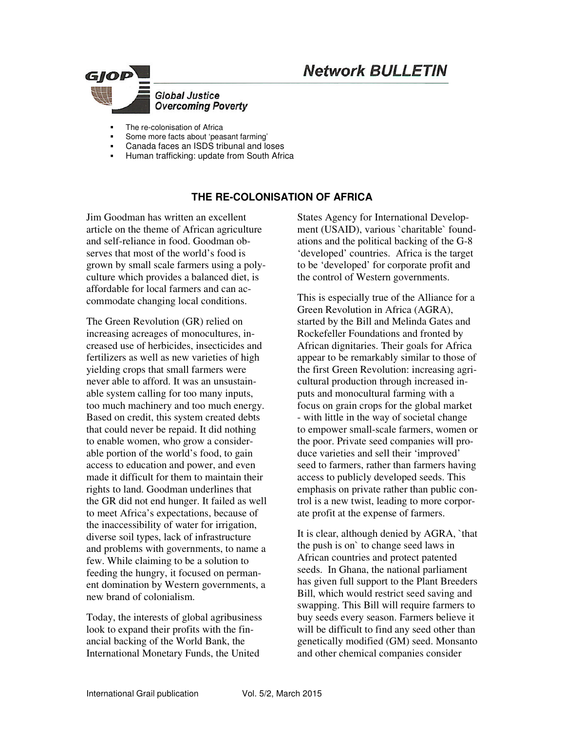# Network BULLETIN

*Global Justice Overcoming Poverty*

- The re-colonisation of Africa
- Some more facts about 'peasant farming'
- Canada faces an ISDS tribunal and loses
- Human trafficking: update from South Africa

## THE RE-COLONISATION OF AFRICA

Jim Goodman has written an excellent article on the theme of African agriculture and self-reliance in food. Goodman observes that most of the world's food is grown by small scale farmers using a polyculture which provides a balanced diet, is affordable for local farmers and can accommodate changing local conditions.

The Green Revolution (GR) relied on increasing acreages of monocultures, increased use of herbicides, insecticides and fertilizers as well as new varieties of high yielding crops that small farmers were never able to afford. It was an unsustainable system calling for too many inputs, too much machinery and too much energy. Based on credit, this system created debts that could never be repaid. It did nothing to enable women, who grow a considerable portion of the world's food, to gain access to education and power, and even made it difficult for them to maintain their rights to land. Goodman underlines that the GR did not end hunger. It failed as well to meet Africa's expectations, because of the inaccessibility of water for irrigation, diverse soil types, lack of infrastructure and problems with governments, to name a few. While claiming to be a solution to feeding the hungry, it focused on permanent domination by Western governments, a new brand of colonialism.

Today, the interests of global agribusiness look to expand their profits with the financial backing of the World Bank, the International Monetary Funds, the United States Agency for International Development (USAID), various `charitable` foundations and the political backing of the G-8 'developed' countries. Africa is the target to be 'developed' for corporate profit and the control of Western governments.

This is especially true of the Alliance for a Green Revolution in Africa (AGRA), started by the Bill and Melinda Gates and Rockefeller Foundations and fronted by African dignitaries. Their goals for Africa appear to be remarkably similar to those of the first Green Revolution: increasing agricultural production through increased inputs and monocultural farming with a focus on grain crops for the global market - with little in the way of societal change to empower small-scale farmers, women or the poor. Private seed companies will produce varieties and sell their 'improved' seed to farmers, rather than farmers having access to publicly developed seeds. This emphasis on private rather than public control is a new twist, leading to more corporate profit at the expense of farmers.

It is clear, although denied by AGRA, `that the push is on` to change seed laws in African countries and protect patented seeds. In Ghana, the national parliament has given full support to the Plant Breeders Bill, which would restrict seed saving and swapping. This Bill will require farmers to buy seeds every season. Farmers believe it will be difficult to find any seed other than genetically modified (GM) seed. Monsanto and other chemical companies consider

International Grail publication Vol. 5/2, March 2015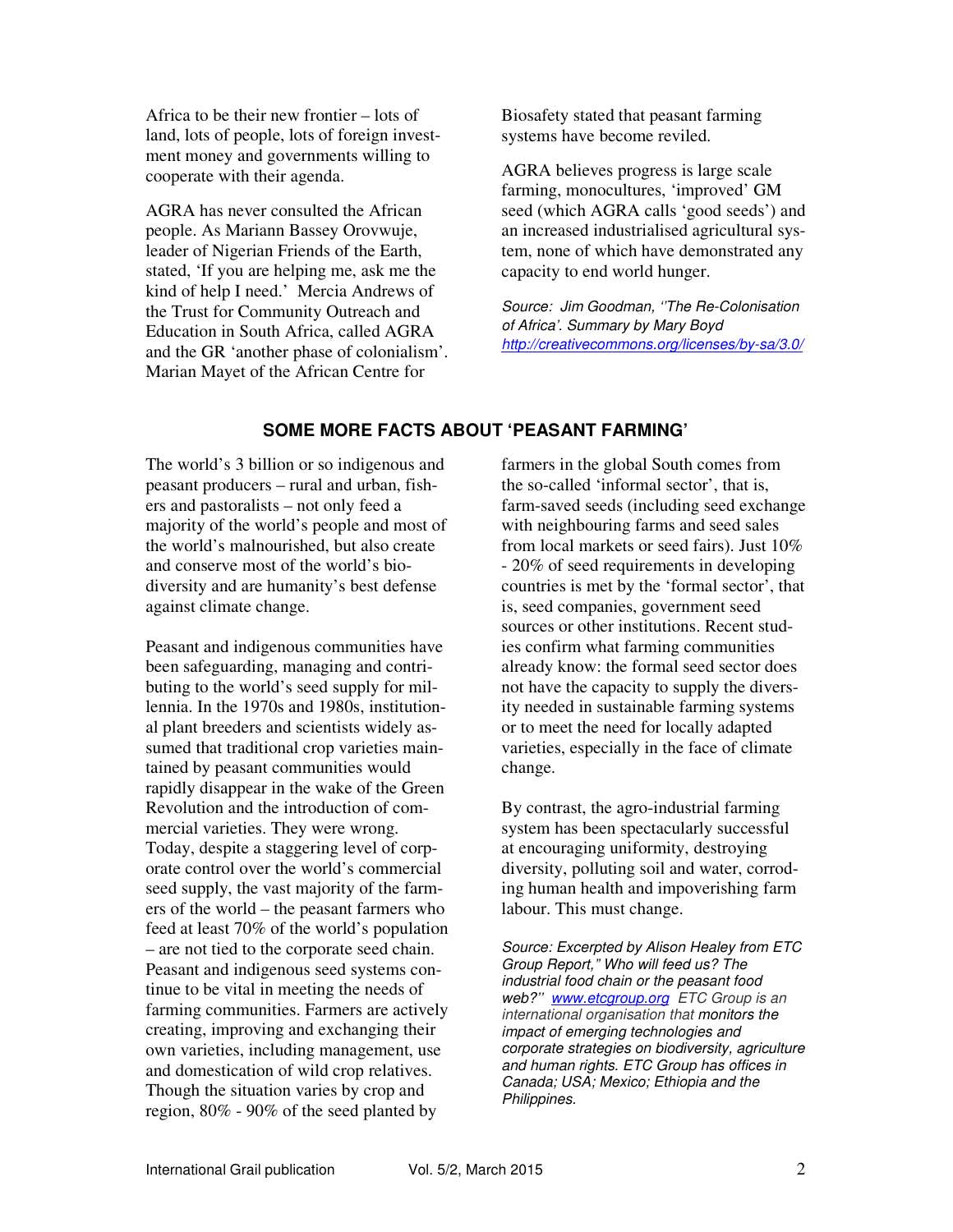Africa to be their new frontier – lots of land, lots of people, lots of foreign investment money and governments willing to cooperate with their agenda.

AGRA has never consulted the African people. As Mariann Bassey Orovwuje, leader of Nigerian Friends of the Earth, stated, 'If you are helping me, ask me the kind of help I need.' Mercia Andrews of the Trust for Community Outreach and Education in South Africa, called AGRA and the GR 'another phase of colonialism'. Marian Mayet of the African Centre for Biosafety stated that peasant farming systems have become reviled.

AGRA believes progress is large scale farming, monocultures, 'improved' GM seed (which AGRA calls 'good seeds') and an increased industrialised agricultural system, none of which have demonstrated any capacity to end world hunger.

*Source: Jim Goodman, ''The Re-Colonisation of Africa'. Summary by Mary Boyd* [*http://creativecommons.org/licenses/by-sa/3.0/*](http://creativecommons.org/licenses/by-sa/3.0/)

## SOME MORE FACTS ABOUT 'PEASANT FARMING'

The world's 3 billion or so indigenous and peasant producers – rural and urban, fishers and pastoralists – not only feed a majority of the world's people and most of the world's malnourished, but also create and conserve most of the world's biodiversity and are humanity's best defense against climate change.

Peasant and indigenous communities have been safeguarding, managing and contributing to the world's seed supply for millennia. In the 1970s and 1980s, institutional plant breeders and scientists widely assumed that traditional crop varieties maintained by peasant communities would rapidly disappear in the wake of the Green Revolution and the introduction of commercial varieties. They were wrong. Today, despite a staggering level of corporate control over the world's commercial seed supply, the vast majority of the farmers of the world – the peasant farmers who feed at least 70% of the world's population – are not tied to the corporate seed chain. Peasant and indigenous seed systems continue to be vital in meeting the needs of farming communities. Farmers are actively creating, improving and exchanging their own varieties, including management, use and domestication of wild crop relatives. Though the situation varies by crop and region, 80% - 90% of the seed planted by farmers in the global South comes from the so-called 'informal sector', that is, farm-saved seeds (including seed exchange with neighbouring farms and seed sales from local markets or seed fairs). Just 10% - 20% of seed requirements in developing countries is met by the 'formal sector', that is, seed companies, government seed sources or other institutions. Recent studies confirm what farming communities already know: the formal seed sector does not have the capacity to supply the diversity needed in sustainable farming systems or to meet the need for locally adapted varieties, especially in the face of climate change.

By contrast, the agro-industrial farming system has been spectacularly successful at encouraging uniformity, destroying diversity, polluting soil and water, corroding human health and impoverishing farm labour. This must change.

*Source: Excerpted by Alison Healey from ETC Group Report," Who will feed us? The industrial food chain or the peasant food web?"* [*www.etcgroup.org*](http://www.etcgroup.org) *ETC Group is an international organisation that monitors the impact of emerging technologies and corporate strategies on biodiversity, agriculture and human rights. ETC Group has offices in Canada; USA; Mexico; Ethiopia and the Philippines.*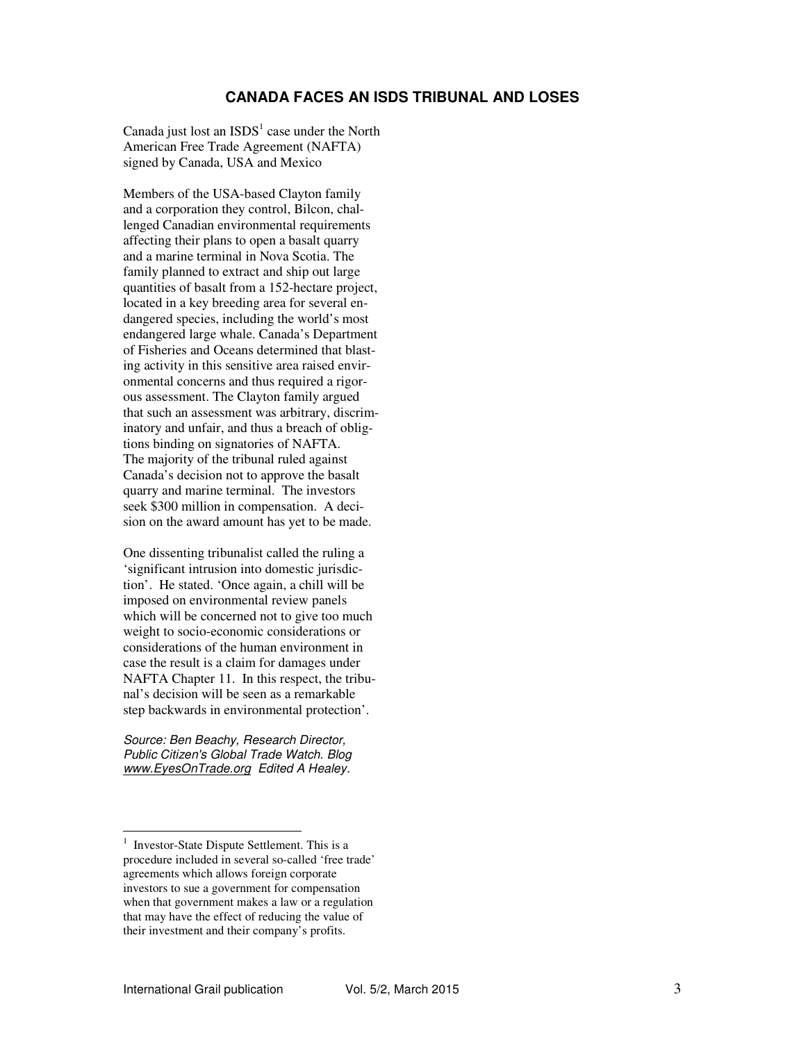## CANADA FACES AN ISDS TRIBUNAL AND LOSES

Canada just lost an ISDS[1] case under the North American Free Trade Agreement (NAFTA) signed by Canada, USA and Mexico

Members of the USA-based Clayton family and a corporation they control, Bilcon, challenged Canadian environmental requirements affecting their plans to open a basalt quarry and a marine terminal in Nova Scotia. The family planned to extract and ship out large quantities of basalt from a 152-hectare project, located in a key breeding area for several endangered species, including the world's most endangered large whale. Canada's Department of Fisheries and Oceans determined that blasting activity in this sensitive area raised environmental concerns and thus required a rigorous assessment. The Clayton family argued that such an assessment was arbitrary, discriminatory and unfair, and thus a breach of obligtions binding on signatories of NAFTA.
The majority of the tribunal ruled against Canada's decision not to approve the basalt quarry and marine terminal. The investors seek $300 million in compensation. A decision on the award amount has yet to be made.

One dissenting tribunalist called the ruling a 'significant intrusion into domestic jurisdiction'. He stated. 'Once again, a chill will be imposed on environmental review panels which will be concerned not to give too much weight to socio-economic considerations or considerations of the human environment in case the result is a claim for damages under NAFTA Chapter 11. In this respect, the tribunal's decision will be seen as a remarkable step backwards in environmental protection'.

*Source: Ben Beachy, Research Director, Public Citizen's Global Trade Watch. Blog www.EyesOnTrade.org Edited A Healey.*

---

[1] Investor-State Dispute Settlement. This is a procedure included in several so-called 'free trade' agreements which allows foreign corporate investors to sue a government for compensation when that government makes a law or a regulation that may have the effect of reducing the value of their investment and their company's profits.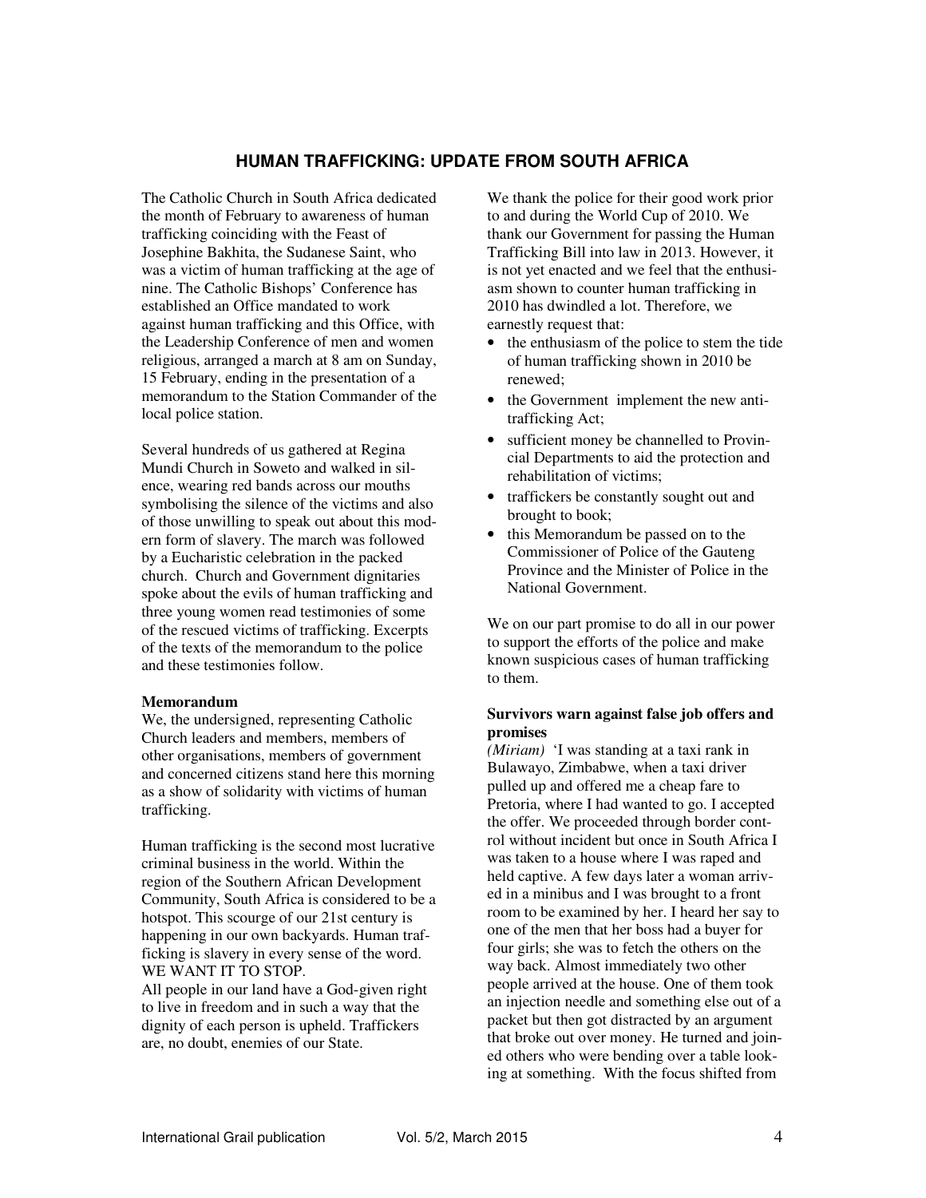# HUMAN TRAFFICKING: UPDATE FROM SOUTH AFRICA

The Catholic Church in South Africa dedicated the month of February to awareness of human trafficking coinciding with the Feast of Josephine Bakhita, the Sudanese Saint, who was a victim of human trafficking at the age of nine. The Catholic Bishops' Conference has established an Office mandated to work against human trafficking and this Office, with the Leadership Conference of men and women religious, arranged a march at 8 am on Sunday, 15 February, ending in the presentation of a memorandum to the Station Commander of the local police station.

Several hundreds of us gathered at Regina Mundi Church in Soweto and walked in silence, wearing red bands across our mouths symbolising the silence of the victims and also of those unwilling to speak out about this modern form of slavery. The march was followed by a Eucharistic celebration in the packed church. Church and Government dignitaries spoke about the evils of human trafficking and three young women read testimonies of some of the rescued victims of trafficking. Excerpts of the texts of the memorandum to the police and these testimonies follow.

**Memorandum**

We, the undersigned, representing Catholic Church leaders and members, members of other organisations, members of government and concerned citizens stand here this morning as a show of solidarity with victims of human trafficking.

Human trafficking is the second most lucrative criminal business in the world. Within the region of the Southern African Development Community, South Africa is considered to be a hotspot. This scourge of our 21st century is happening in our own backyards. Human trafficking is slavery in every sense of the word. WE WANT IT TO STOP.

All people in our land have a God-given right to live in freedom and in such a way that the dignity of each person is upheld. Traffickers are, no doubt, enemies of our State.

We thank the police for their good work prior to and during the World Cup of 2010. We thank our Government for passing the Human Trafficking Bill into law in 2013. However, it is not yet enacted and we feel that the enthusiasm shown to counter human trafficking in 2010 has dwindled a lot. Therefore, we earnestly request that:

- the enthusiasm of the police to stem the tide of human trafficking shown in 2010 be renewed;
- the Government implement the new anti-trafficking Act;
- sufficient money be channelled to Provincial Departments to aid the protection and rehabilitation of victims;
- traffickers be constantly sought out and brought to book;
- this Memorandum be passed on to the Commissioner of Police of the Gauteng Province and the Minister of Police in the National Government.

We on our part promise to do all in our power to support the efforts of the police and make known suspicious cases of human trafficking to them.

**Survivors warn against false job offers and promises**

*(Miriam)* 'I was standing at a taxi rank in Bulawayo, Zimbabwe, when a taxi driver pulled up and offered me a cheap fare to Pretoria, where I had wanted to go. I accepted the offer. We proceeded through border control without incident but once in South Africa I was taken to a house where I was raped and held captive. A few days later a woman arrived in a minibus and I was brought to a front room to be examined by her. I heard her say to one of the men that her boss had a buyer for four girls; she was to fetch the others on the way back. Almost immediately two other people arrived at the house. One of them took an injection needle and something else out of a packet but then got distracted by an argument that broke out over money. He turned and joined others who were bending over a table looking at something. With the focus shifted from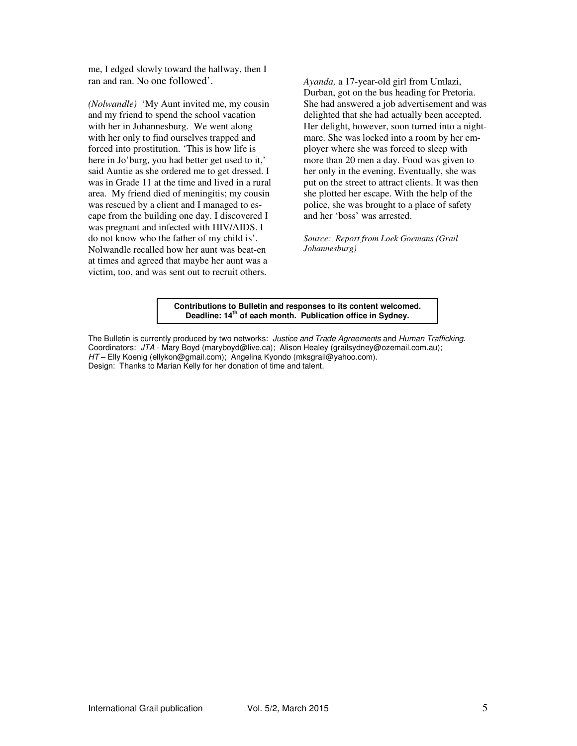me, I edged slowly toward the hallway, then I ran and ran. No one followed'.

*(Nolwandle)* 'My Aunt invited me, my cousin and my friend to spend the school vacation with her in Johannesburg. We went along with her only to find ourselves trapped and forced into prostitution. 'This is how life is here in Jo'burg, you had better get used to it,' said Auntie as she ordered me to get dressed. I was in Grade 11 at the time and lived in a rural area. My friend died of meningitis; my cousin was rescued by a client and I managed to escape from the building one day. I discovered I was pregnant and infected with HIV/AIDS. I do not know who the father of my child is'. Nolwandle recalled how her aunt was beaten at times and agreed that maybe her aunt was a victim, too, and was sent out to recruit others.

*Ayanda,* a 17-year-old girl from Umlazi, Durban, got on the bus heading for Pretoria. She had answered a job advertisement and was delighted that she had actually been accepted. Her delight, however, soon turned into a nightmare. She was locked into a room by her employer where she was forced to sleep with more than 20 men a day. Food was given to her only in the evening. Eventually, she was put on the street to attract clients. It was then she plotted her escape. With the help of the police, she was brought to a place of safety and her 'boss' was arrested.

*Source: Report from Loek Goemans (Grail Johannesburg)*

**Contributions to Bulletin and responses to its content welcomed. Deadline: 14th of each month. Publication office in Sydney.**

The Bulletin is currently produced by two networks: *Justice and Trade Agreements* and *Human Trafficking.*
Coordinators: *JTA* - Mary Boyd (maryboyd@live.ca); Alison Healey (grailsydney@ozemail.com.au);
*HT* – Elly Koenig (ellykon@gmail.com); Angelina Kyondo (mksgrail@yahoo.com).
Design: Thanks to Marian Kelly for her donation of time and talent.